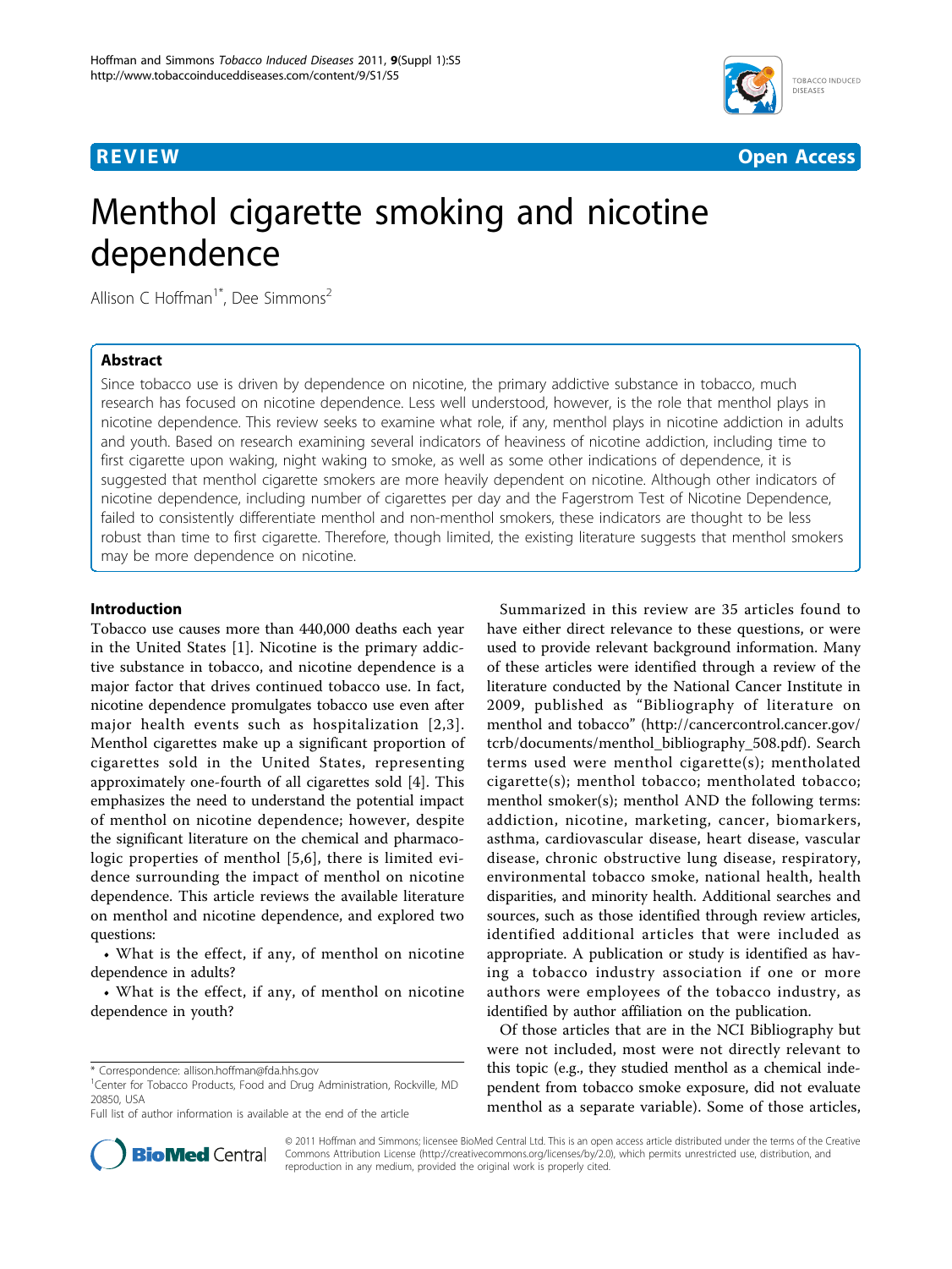**REVIEW** **Open Access**

# Menthol cigarette smoking and nicotine dependence

Allison C Hoffman[1*], Dee Simmons[2]

## Abstract

Since tobacco use is driven by dependence on nicotine, the primary addictive substance in tobacco, much research has focused on nicotine dependence. Less well understood, however, is the role that menthol plays in nicotine dependence. This review seeks to examine what role, if any, menthol plays in nicotine addiction in adults and youth. Based on research examining several indicators of heaviness of nicotine addiction, including time to first cigarette upon waking, night waking to smoke, as well as some other indications of dependence, it is suggested that menthol cigarette smokers are more heavily dependent on nicotine. Although other indicators of nicotine dependence, including number of cigarettes per day and the Fagerstrom Test of Nicotine Dependence, failed to consistently differentiate menthol and non-menthol smokers, these indicators are thought to be less robust than time to first cigarette. Therefore, though limited, the existing literature suggests that menthol smokers may be more dependence on nicotine.

## Introduction

Tobacco use causes more than 440,000 deaths each year in the United States [1]. Nicotine is the primary addictive substance in tobacco, and nicotine dependence is a major factor that drives continued tobacco use. In fact, nicotine dependence promulgates tobacco use even after major health events such as hospitalization [2,3]. Menthol cigarettes make up a significant proportion of cigarettes sold in the United States, representing approximately one-fourth of all cigarettes sold [4]. This emphasizes the need to understand the potential impact of menthol on nicotine dependence; however, despite the significant literature on the chemical and pharmacologic properties of menthol [5,6], there is limited evidence surrounding the impact of menthol on nicotine dependence. This article reviews the available literature on menthol and nicotine dependence, and explored two questions:

- What is the effect, if any, of menthol on nicotine dependence in adults?
- What is the effect, if any, of menthol on nicotine dependence in youth?

Summarized in this review are 35 articles found to have either direct relevance to these questions, or were used to provide relevant background information. Many of these articles were identified through a review of the literature conducted by the National Cancer Institute in 2009, published as "Bibliography of literature on menthol and tobacco" (http://cancercontrol.cancer.gov/tcrb/documents/menthol_bibliography_508.pdf). Search terms used were menthol cigarette(s); mentholated cigarette(s); menthol tobacco; mentholated tobacco; menthol smoker(s); menthol AND the following terms: addiction, nicotine, marketing, cancer, biomarkers, asthma, cardiovascular disease, heart disease, vascular disease, chronic obstructive lung disease, respiratory, environmental tobacco smoke, national health, health disparities, and minority health. Additional searches and sources, such as those identified through review articles, identified additional articles that were included as appropriate. A publication or study is identified as having a tobacco industry association if one or more authors were employees of the tobacco industry, as identified by author affiliation on the publication.

Of those articles that are in the NCI Bibliography but were not included, most were not directly relevant to this topic (e.g., they studied menthol as a chemical independent from tobacco smoke exposure, did not evaluate menthol as a separate variable). Some of those articles,

* Correspondence: allison.hoffman@fda.hhs.gov
[1]Center for Tobacco Products, Food and Drug Administration, Rockville, MD 20850, USA
Full list of author information is available at the end of the article

© 2011 Hoffman and Simmons; licensee BioMed Central Ltd. This is an open access article distributed under the terms of the Creative Commons Attribution License (http://creativecommons.org/licenses/by/2.0), which permits unrestricted use, distribution, and reproduction in any medium, provided the original work is properly cited.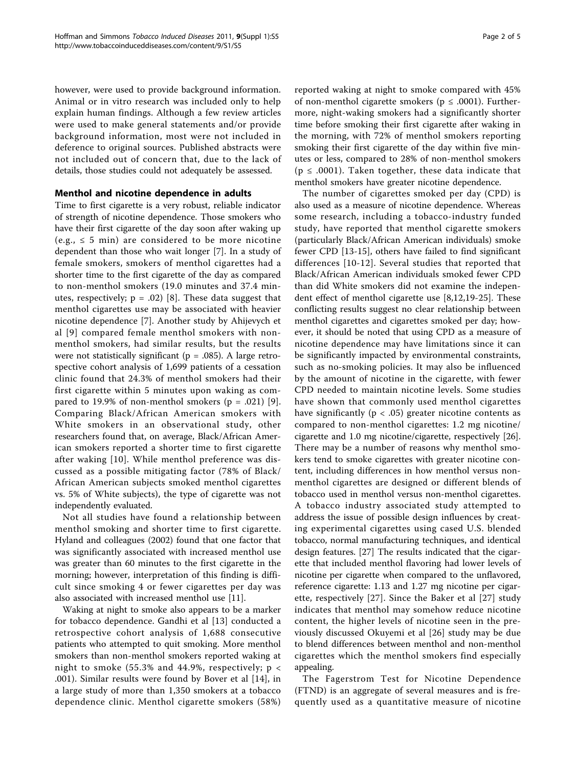however, were used to provide background information. Animal or in vitro research was included only to help explain human findings. Although a few review articles were used to make general statements and/or provide background information, most were not included in deference to original sources. Published abstracts were not included out of concern that, due to the lack of details, those studies could not adequately be assessed.

## Menthol and nicotine dependence in adults

Time to first cigarette is a very robust, reliable indicator of strength of nicotine dependence. Those smokers who have their first cigarette of the day soon after waking up (e.g., ≤ 5 min) are considered to be more nicotine dependent than those who wait longer [7]. In a study of female smokers, smokers of menthol cigarettes had a shorter time to the first cigarette of the day as compared to non-menthol smokers (19.0 minutes and 37.4 minutes, respectively; $p = .02$) [8]. These data suggest that menthol cigarettes use may be associated with heavier nicotine dependence [7]. Another study by Ahijevych et al [9] compared female menthol smokers with non-menthol smokers, had similar results, but the results were not statistically significant ($p = .085$). A large retrospective cohort analysis of 1,699 patients of a cessation clinic found that 24.3% of menthol smokers had their first cigarette within 5 minutes upon waking as compared to 19.9% of non-menthol smokers ($p = .021$) [9]. Comparing Black/African American smokers with White smokers in an observational study, other researchers found that, on average, Black/African American smokers reported a shorter time to first cigarette after waking [10]. While menthol preference was discussed as a possible mitigating factor (78% of Black/African American subjects smoked menthol cigarettes vs. 5% of White subjects), the type of cigarette was not independently evaluated.

Not all studies have found a relationship between menthol smoking and shorter time to first cigarette. Hyland and colleagues (2002) found that one factor that was significantly associated with increased menthol use was greater than 60 minutes to the first cigarette in the morning; however, interpretation of this finding is difficult since smoking 4 or fewer cigarettes per day was also associated with increased menthol use [11].

Waking at night to smoke also appears to be a marker for tobacco dependence. Gandhi et al [13] conducted a retrospective cohort analysis of 1,688 consecutive patients who attempted to quit smoking. More menthol smokers than non-menthol smokers reported waking at night to smoke (55.3% and 44.9%, respectively; $p < .001$). Similar results were found by Bover et al [14], in a large study of more than 1,350 smokers at a tobacco dependence clinic. Menthol cigarette smokers (58%) reported waking at night to smoke compared with 45% of non-menthol cigarette smokers ($p \leq .0001$). Furthermore, night-waking smokers had a significantly shorter time before smoking their first cigarette after waking in the morning, with 72% of menthol smokers reporting smoking their first cigarette of the day within five minutes or less, compared to 28% of non-menthol smokers ($p \leq .0001$). Taken together, these data indicate that menthol smokers have greater nicotine dependence.

The number of cigarettes smoked per day (CPD) is also used as a measure of nicotine dependence. Whereas some research, including a tobacco-industry funded study, have reported that menthol cigarette smokers (particularly Black/African American individuals) smoke fewer CPD [13-15], others have failed to find significant differences [10-12]. Several studies that reported that Black/African American individuals smoked fewer CPD than did White smokers did not examine the independent effect of menthol cigarette use [8,12,19-25]. These conflicting results suggest no clear relationship between menthol cigarettes and cigarettes smoked per day; however, it should be noted that using CPD as a measure of nicotine dependence may have limitations since it can be significantly impacted by environmental constraints, such as no-smoking policies. It may also be influenced by the amount of nicotine in the cigarette, with fewer CPD needed to maintain nicotine levels. Some studies have shown that commonly used menthol cigarettes have significantly ($p < .05$) greater nicotine contents as compared to non-menthol cigarettes: 1.2 mg nicotine/cigarette and 1.0 mg nicotine/cigarette, respectively [26]. There may be a number of reasons why menthol smokers tend to smoke cigarettes with greater nicotine content, including differences in how menthol versus non-menthol cigarettes are designed or different blends of tobacco used in menthol versus non-menthol cigarettes. A tobacco industry associated study attempted to address the issue of possible design influences by creating experimental cigarettes using cased U.S. blended tobacco, normal manufacturing techniques, and identical design features. [27] The results indicated that the cigarette that included menthol flavoring had lower levels of nicotine per cigarette when compared to the unflavored, reference cigarette: 1.13 and 1.27 mg nicotine per cigarette, respectively [27]. Since the Baker et al [27] study indicates that menthol may somehow reduce nicotine content, the higher levels of nicotine seen in the previously discussed Okuyemi et al [26] study may be due to blend differences between menthol and non-menthol cigarettes which the menthol smokers find especially appealing.

The Fagerstrom Test for Nicotine Dependence (FTND) is an aggregate of several measures and is frequently used as a quantitative measure of nicotine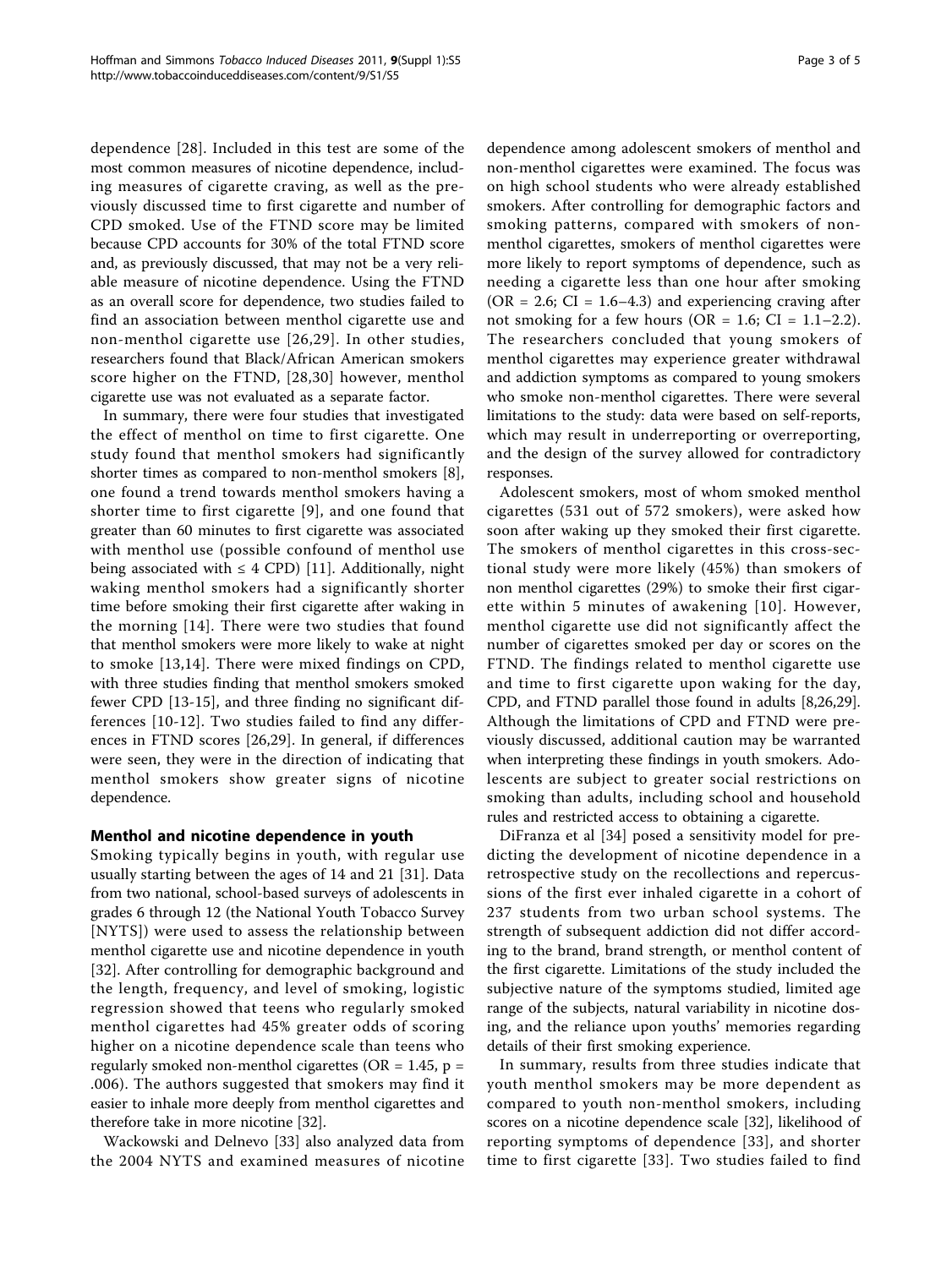dependence [28]. Included in this test are some of the most common measures of nicotine dependence, including measures of cigarette craving, as well as the previously discussed time to first cigarette and number of CPD smoked. Use of the FTND score may be limited because CPD accounts for 30% of the total FTND score and, as previously discussed, that may not be a very reliable measure of nicotine dependence. Using the FTND as an overall score for dependence, two studies failed to find an association between menthol cigarette use and non-menthol cigarette use [26,29]. In other studies, researchers found that Black/African American smokers score higher on the FTND, [28,30] however, menthol cigarette use was not evaluated as a separate factor.

In summary, there were four studies that investigated the effect of menthol on time to first cigarette. One study found that menthol smokers had significantly shorter times as compared to non-menthol smokers [8], one found a trend towards menthol smokers having a shorter time to first cigarette [9], and one found that greater than 60 minutes to first cigarette was associated with menthol use (possible confound of menthol use being associated with ≤ 4 CPD) [11]. Additionally, night waking menthol smokers had a significantly shorter time before smoking their first cigarette after waking in the morning [14]. There were two studies that found that menthol smokers were more likely to wake at night to smoke [13,14]. There were mixed findings on CPD, with three studies finding that menthol smokers smoked fewer CPD [13-15], and three finding no significant differences [10-12]. Two studies failed to find any differences in FTND scores [26,29]. In general, if differences were seen, they were in the direction of indicating that menthol smokers show greater signs of nicotine dependence.

## Menthol and nicotine dependence in youth

Smoking typically begins in youth, with regular use usually starting between the ages of 14 and 21 [31]. Data from two national, school-based surveys of adolescents in grades 6 through 12 (the National Youth Tobacco Survey [NYTS]) were used to assess the relationship between menthol cigarette use and nicotine dependence in youth [32]. After controlling for demographic background and the length, frequency, and level of smoking, logistic regression showed that teens who regularly smoked menthol cigarettes had 45% greater odds of scoring higher on a nicotine dependence scale than teens who regularly smoked non-menthol cigarettes (OR = 1.45, $p = .006$). The authors suggested that smokers may find it easier to inhale more deeply from menthol cigarettes and therefore take in more nicotine [32].

Wackowski and Delnevo [33] also analyzed data from the 2004 NYTS and examined measures of nicotine dependence among adolescent smokers of menthol and non-menthol cigarettes were examined. The focus was on high school students who were already established smokers. After controlling for demographic factors and smoking patterns, compared with smokers of non-menthol cigarettes, smokers of menthol cigarettes were more likely to report symptoms of dependence, such as needing a cigarette less than one hour after smoking (OR = 2.6; CI = 1.6–4.3) and experiencing craving after not smoking for a few hours (OR = 1.6; CI = 1.1–2.2). The researchers concluded that young smokers of menthol cigarettes may experience greater withdrawal and addiction symptoms as compared to young smokers who smoke non-menthol cigarettes. There were several limitations to the study: data were based on self-reports, which may result in underreporting or overreporting, and the design of the survey allowed for contradictory responses.

Adolescent smokers, most of whom smoked menthol cigarettes (531 out of 572 smokers), were asked how soon after waking up they smoked their first cigarette. The smokers of menthol cigarettes in this cross-sectional study were more likely (45%) than smokers of non menthol cigarettes (29%) to smoke their first cigarette within 5 minutes of awakening [10]. However, menthol cigarette use did not significantly affect the number of cigarettes smoked per day or scores on the FTND. The findings related to menthol cigarette use and time to first cigarette upon waking for the day, CPD, and FTND parallel those found in adults [8,26,29]. Although the limitations of CPD and FTND were previously discussed, additional caution may be warranted when interpreting these findings in youth smokers. Adolescents are subject to greater social restrictions on smoking than adults, including school and household rules and restricted access to obtaining a cigarette.

DiFranza et al [34] posed a sensitivity model for predicting the development of nicotine dependence in a retrospective study on the recollections and repercussions of the first ever inhaled cigarette in a cohort of 237 students from two urban school systems. The strength of subsequent addiction did not differ according to the brand, brand strength, or menthol content of the first cigarette. Limitations of the study included the subjective nature of the symptoms studied, limited age range of the subjects, natural variability in nicotine dosing, and the reliance upon youths' memories regarding details of their first smoking experience.

In summary, results from three studies indicate that youth menthol smokers may be more dependent as compared to youth non-menthol smokers, including scores on a nicotine dependence scale [32], likelihood of reporting symptoms of dependence [33], and shorter time to first cigarette [33]. Two studies failed to find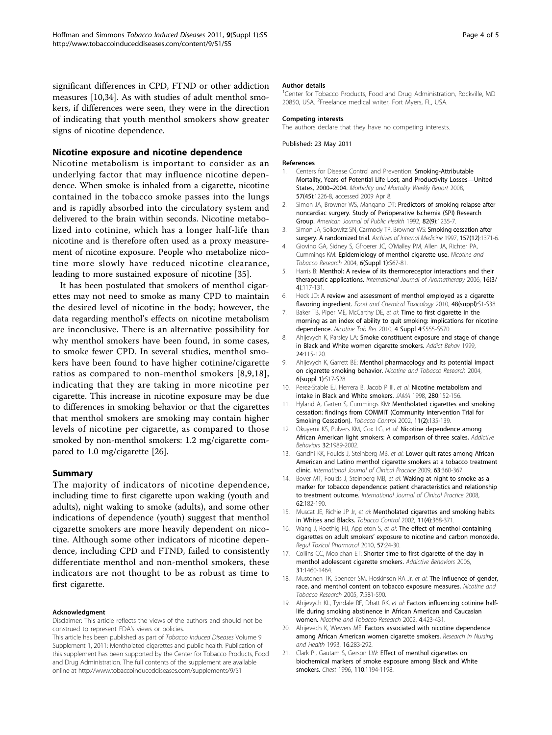significant differences in CPD, FTND or other addiction measures [10,34]. As with studies of adult menthol smokers, if differences were seen, they were in the direction of indicating that youth menthol smokers show greater signs of nicotine dependence.

## Nicotine exposure and nicotine dependence

Nicotine metabolism is important to consider as an underlying factor that may influence nicotine dependence. When smoke is inhaled from a cigarette, nicotine contained in the tobacco smoke passes into the lungs and is rapidly absorbed into the circulatory system and delivered to the brain within seconds. Nicotine metabolized into cotinine, which has a longer half-life than nicotine and is therefore often used as a proxy measurement of nicotine exposure. People who metabolize nicotine more slowly have reduced nicotine clearance, leading to more sustained exposure of nicotine [35].

It has been postulated that smokers of menthol cigarettes may not need to smoke as many CPD to maintain the desired level of nicotine in the body; however, the data regarding menthol's effects on nicotine metabolism are inconclusive. There is an alternative possibility for why menthol smokers have been found, in some cases, to smoke fewer CPD. In several studies, menthol smokers have been found to have higher cotinine/cigarette ratios as compared to non-menthol smokers [8,9,18], indicating that they are taking in more nicotine per cigarette. This increase in nicotine exposure may be due to differences in smoking behavior or that the cigarettes that menthol smokers are smoking may contain higher levels of nicotine per cigarette, as compared to those smoked by non-menthol smokers: 1.2 mg/cigarette compared to 1.0 mg/cigarette [26].

## Summary

The majority of indicators of nicotine dependence, including time to first cigarette upon waking (youth and adults), night waking to smoke (adults), and some other indications of dependence (youth) suggest that menthol cigarette smokers are more heavily dependent on nicotine. Although some other indicators of nicotine dependence, including CPD and FTND, failed to consistently differentiate menthol and non-menthol smokers, these indicators are not thought to be as robust as time to first cigarette.

#### Acknowledgment

Disclaimer: This article reflects the views of the authors and should not be construed to represent FDA's views or policies.

This article has been published as part of *Tobacco Induced Diseases* Volume 9 Supplement 1, 2011: Mentholated cigarettes and public health. Publication of this supplement has been supported by the Center for Tobacco Products, Food and Drug Administration. The full contents of the supplement are available online at http://www.tobaccoinduceddiseases.com/supplements/9/S1

#### Author details

[1]Center for Tobacco Products, Food and Drug Administration, Rockville, MD 20850, USA. [2]Freelance medical writer, Fort Myers, FL, USA.

#### Competing interests

The authors declare that they have no competing interests.

Published: 23 May 2011

#### References

1. Centers for Disease Control and Prevention: **Smoking-Attributable Mortality, Years of Potential Life Lost, and Productivity Losses—United States, 2000–2004.** *Morbidity and Mortality Weekly Report* 2008, **57(45)**:1226-8, accessed 2009 Apr 8.
2. Simon JA, Browner WS, Mangano DT: **Predictors of smoking relapse after noncardiac surgery. Study of Perioperative Ischemia (SPI) Research Group.** *American Journal of Public Health* 1992, **82(9)**:1235-7.
3. Simon JA, Solkowitz SN, Carmody TP, Browner WS: **Smoking cessation after surgery. A randomized trial.** *Archives of Internal Medicine* 1997, **157(12)**:1371-6.
4. Giovino GA, Sidney S, Gfroerer JC, O'Malley PM, Allen JA, Richter PA, Cummings KM: **Epidemiology of menthol cigarette use.** *Nicotine and Tobacco Research* 2004, **6(Suppl 1)**:S67-81.
5. Harris B: **Menthol: A review of its thermoreceptor interactions and their therapeutic applications.** *International Journal of Aromatherapy* 2006, **16(3/4)**:117-131.
6. Heck JD: **A review and assessment of menthol employed as a cigarette flavoring ingredient.** *Food and Chemical Toxicology* 2010, **48(suppl)**:S1-S38.
7. Baker TB, Piper ME, McCarthy DE, *et al*: **Time to first cigarette in the morning as an index of ability to quit smoking: implications for nicotine dependence.** *Nicotine Tob Res* 2010, **4 Suppl 4**:S555-S570.
8. Ahijevych K, Parsley LA: **Smoke constituent exposure and stage of change in Black and White women cigarette smokers.** *Addict Behav* 1999, **24**:115-120.
9. Ahijevych K, Garrett BE: **Menthol pharmacology and its potential impact on cigarette smoking behavior.** *Nicotine and Tobacco Research* 2004, **6(suppl 1)**:S17-S28.
10. Perez-Stable EJ, Herrera B, Jacob P III, *et al*: **Nicotine metabolism and intake in Black and White smokers.** *JAMA* 1998, **280**:152-156.
11. Hyland A, Garten S, Cummings KM: **Mentholated cigarettes and smoking cessation: findings from COMMIT (Community Intervention Trial for Smoking Cessation).** *Tobacco Control* 2002, **11(2)**:135-139.
12. Okuyemi KS, Pulvers KM, Cox LG, *et al*: **Nicotine dependence among African American light smokers: A comparison of three scales.** *Addictive Behaviors* **32**:1989-2002.
13. Gandhi KK, Foulds J, Steinberg MB, *et al*: **Lower quit rates among African American and Latino menthol cigarette smokers at a tobacco treatment clinic.** *International Journal of Clinical Practice* 2009, **63**:360-367.
14. Bover MT, Foulds J, Steinberg MB, *et al*: **Waking at night to smoke as a marker for tobacco dependence: patient characteristics and relationship to treatment outcome.** *International Journal of Clinical Practice* 2008, **62**:182-190.
15. Muscat JE, Richie JP Jr, *et al*: **Mentholated cigarettes and smoking habits in Whites and Blacks.** *Tobacco Control* 2002, **11(4)**:368-371.
16. Wang J, Roethig HJ, Appleton S, *et al*: **The effect of menthol containing cigarettes on adult smokers' exposure to nicotine and carbon monoxide.** *Regul Toxicol Pharmacol* 2010, **57**:24-30.
17. Collins CC, Moolchan ET: **Shorter time to first cigarette of the day in menthol adolescent cigarette smokers.** *Addictive Behaviors* 2006, **31**:1460-1464.
18. Mustonen TK, Spencer SM, Hoskinson RA Jr, *et al*: **The influence of gender, race, and menthol content on tobacco exposure measures.** *Nicotine and Tobacco Research* 2005, **7**:581-590.
19. Ahijevych KL, Tyndale RF, Dhatt RK, *et al*: **Factors influencing cotinine half-life during smoking abstinence in African American and Caucasian women.** *Nicotine and Tobacco Research* 2002, **4**:423-431.
20. Ahijevech K, Wewers ME: **Factors associated with nicotine dependence among African American women cigarette smokers.** *Research in Nursing and Health* 1993, **16**:283-292.
21. Clark PI, Gautam S, Gerson LW: **Effect of menthol cigarettes on biochemical markers of smoke exposure among Black and White smokers.** *Chest* 1996, **110**:1194-1198.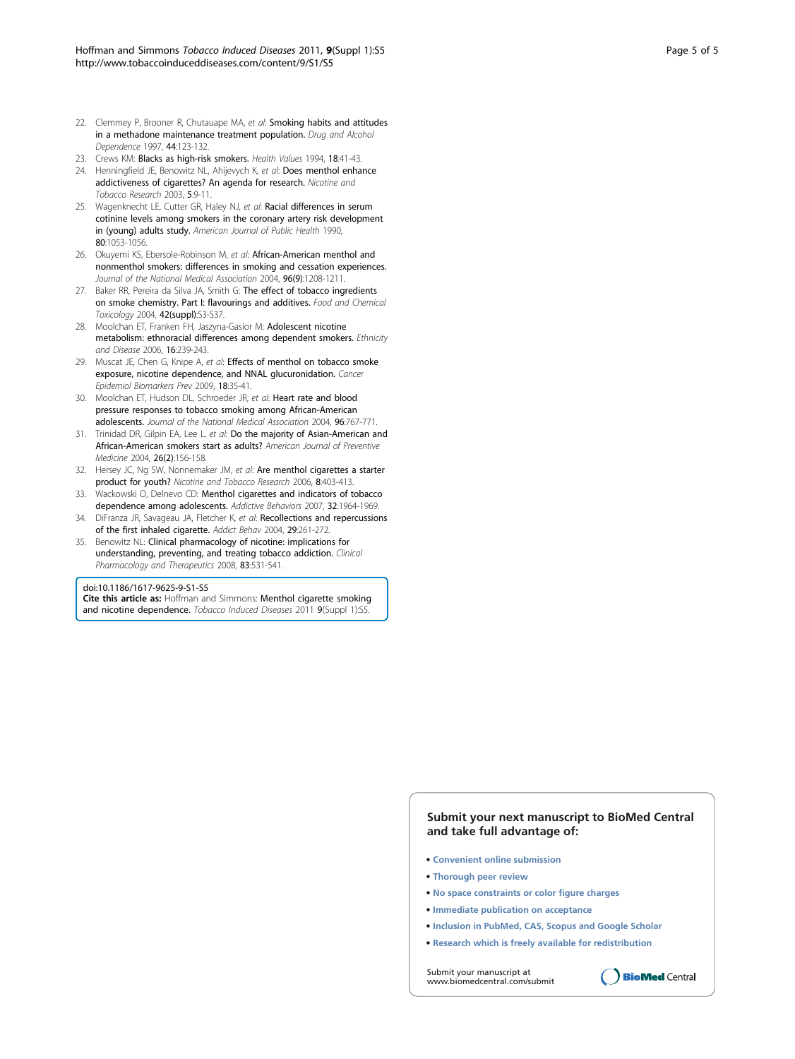22. Clemmey P, Brooner R, Chutauape MA, *et al*: **Smoking habits and attitudes in a methadone maintenance treatment population.** *Drug and Alcohol Dependence* 1997, **44**:123-132.
23. Crews KM: **Blacks as high-risk smokers.** *Health Values* 1994, **18**:41-43.
24. Henningfield JE, Benowitz NL, Ahijevych K, *et al*: **Does menthol enhance addictiveness of cigarettes? An agenda for research.** *Nicotine and Tobacco Research* 2003, **5**:9-11.
25. Wagenknecht LE, Cutter GR, Haley NJ, *et al*: **Racial differences in serum cotinine levels among smokers in the coronary artery risk development in (young) adults study.** *American Journal of Public Health* 1990, **80**:1053-1056.
26. Okuyemi KS, Ebersole-Robinson M, *et al*: **African-American menthol and nonmenthol smokers: differences in smoking and cessation experiences.** *Journal of the National Medical Association* 2004, **96(9)**:1208-1211.
27. Baker RR, Pereira da Silva JA, Smith G: **The effect of tobacco ingredients on smoke chemistry. Part I: flavourings and additives.** *Food and Chemical Toxicology* 2004, **42(suppl)**:S3-S37.
28. Moolchan ET, Franken FH, Jaszyna-Gasior M: **Adolescent nicotine metabolism: ethnoracial differences among dependent smokers.** *Ethnicity and Disease* 2006, **16**:239-243.
29. Muscat JE, Chen G, Knipe A, *et al*: **Effects of menthol on tobacco smoke exposure, nicotine dependence, and NNAL glucuronidation.** *Cancer Epidemiol Biomarkers Prev* 2009, **18**:35-41.
30. Moolchan ET, Hudson DL, Schroeder JR, *et al*: **Heart rate and blood pressure responses to tobacco smoking among African-American adolescents.** *Journal of the National Medical Association* 2004, **96**:767-771.
31. Trinidad DR, Gilpin EA, Lee L, *et al*: **Do the majority of Asian-American and African-American smokers start as adults?** *American Journal of Preventive Medicine* 2004, **26(2)**:156-158.
32. Hersey JC, Ng SW, Nonnemaker JM, *et al*: **Are menthol cigarettes a starter product for youth?** *Nicotine and Tobacco Research* 2006, **8**:403-413.
33. Wackowski O, Delnevo CD: **Menthol cigarettes and indicators of tobacco dependence among adolescents.** *Addictive Behaviors* 2007, **32**:1964-1969.
34. DiFranza JR, Savageau JA, Fletcher K, *et al*: **Recollections and repercussions of the first inhaled cigarette.** *Addict Behav* 2004, **29**:261-272.
35. Benowitz NL: **Clinical pharmacology of nicotine: implications for understanding, preventing, and treating tobacco addiction.** *Clinical Pharmacology and Therapeutics* 2008, **83**:531-541.

doi:10.1186/1617-9625-9-S1-S5

**Cite this article as:** Hoffman and Simmons: **Menthol cigarette smoking and nicotine dependence.** *Tobacco Induced Diseases* 2011 **9**(Suppl 1):S5.

**Submit your next manuscript to BioMed Central and take full advantage of:**

- **Convenient online submission**
- **Thorough peer review**
- **No space constraints or color figure charges**
- **Immediate publication on acceptance**
- **Inclusion in PubMed, CAS, Scopus and Google Scholar**
- **Research which is freely available for redistribution**

Submit your manuscript at
www.biomedcentral.com/submit

BioMed Central